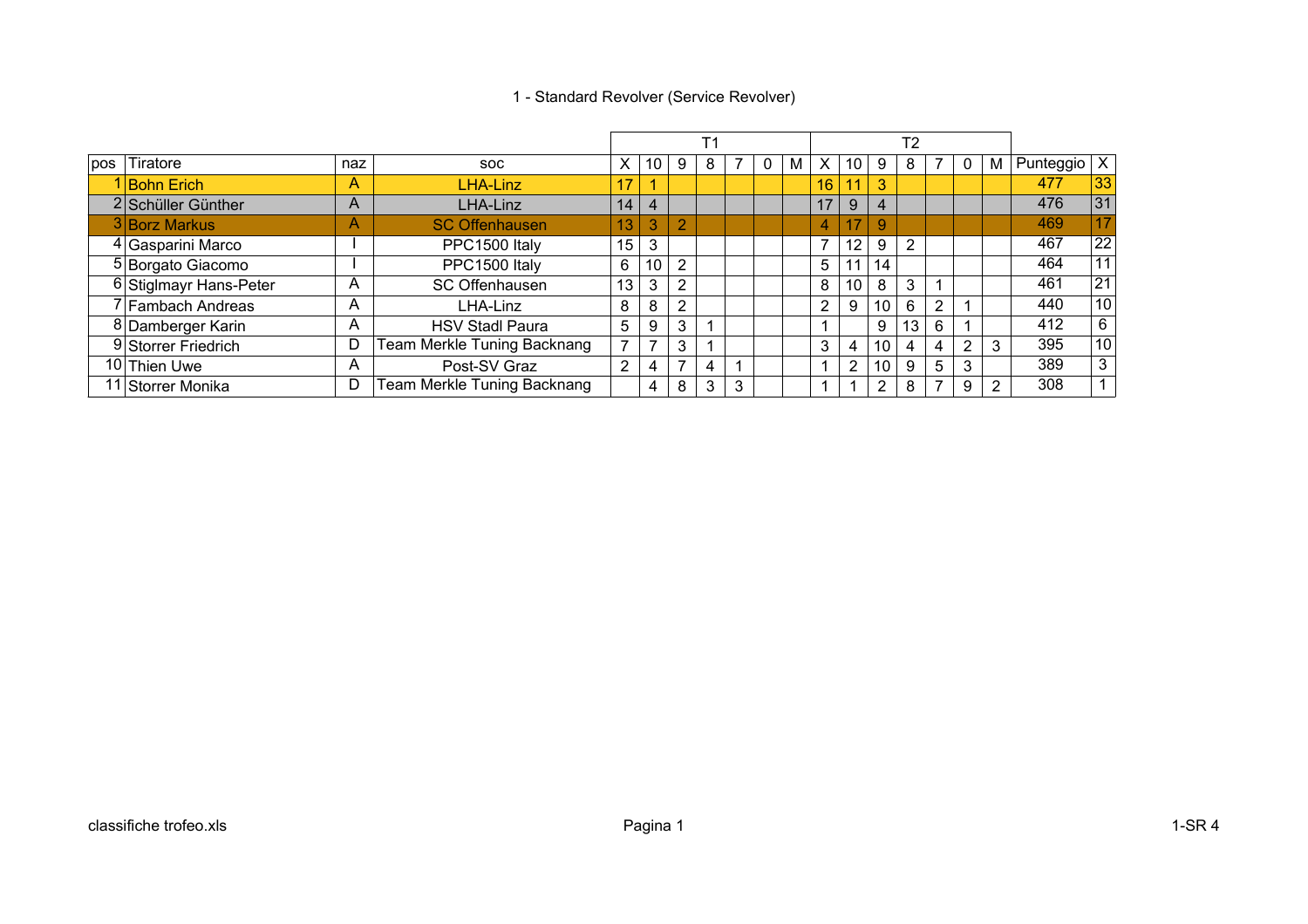# 1 - Standard Revolver (Service Revolver)

| pos | Tiratore | naz | soc | T1 | | | | | | | T2 | | | | | | | Punteggio | X |
|---|---|---|---|---|---|---|---|---|---|---|---|---|---|---|---|---|---|---|---|
| | | | | X | 10 | 9 | 8 | 7 | 0 | M | X | 10 | 9 | 8 | 7 | 0 | M | | |
| 1 | Bohn Erich | A | LHA-Linz | 17 | 1 | | | | | | 16 | 11 | 3 | | | | | 477 | 33 |
| 2 | Schüller Günther | A | LHA-Linz | 14 | 4 | | | | | | 17 | 9 | 4 | | | | | 476 | 31 |
| 3 | Borz Markus | A | SC Offenhausen | 13 | 3 | 2 | | | | | 4 | 17 | 9 | | | | | 469 | 17 |
| 4 | Gasparini Marco | I | PPC1500 Italy | 15 | 3 | | | | | | 7 | 12 | 9 | 2 | | | | 467 | 22 |
| 5 | Borgato Giacomo | I | PPC1500 Italy | 6 | 10 | 2 | | | | | 5 | 11 | 14 | | | | | 464 | 11 |
| 6 | Stiglmayr Hans-Peter | A | SC Offenhausen | 13 | 3 | 2 | | | | | 8 | 10 | 8 | 3 | 1 | | | 461 | 21 |
| 7 | Fambach Andreas | A | LHA-Linz | 8 | 8 | 2 | | | | | 2 | 9 | 10 | 6 | 2 | 1 | | 440 | 10 |
| 8 | Damberger Karin | A | HSV Stadl Paura | 5 | 9 | 3 | 1 | | | | 1 | | 9 | 13 | 6 | 1 | | 412 | 6 |
| 9 | Storrer Friedrich | D | Team Merkle Tuning Backnang | 7 | 7 | 3 | 1 | | | | 3 | 4 | 10 | 4 | 4 | 2 | 3 | 395 | 10 |
| 10 | Thien Uwe | A | Post-SV Graz | 2 | 4 | 7 | 4 | 1 | | | 1 | 2 | 10 | 9 | 5 | 3 | | 389 | 3 |
| 11 | Storrer Monika | D | Team Merkle Tuning Backnang | | 4 | 8 | 3 | 3 | | | 1 | 1 | 2 | 8 | 7 | 9 | 2 | 308 | 1 |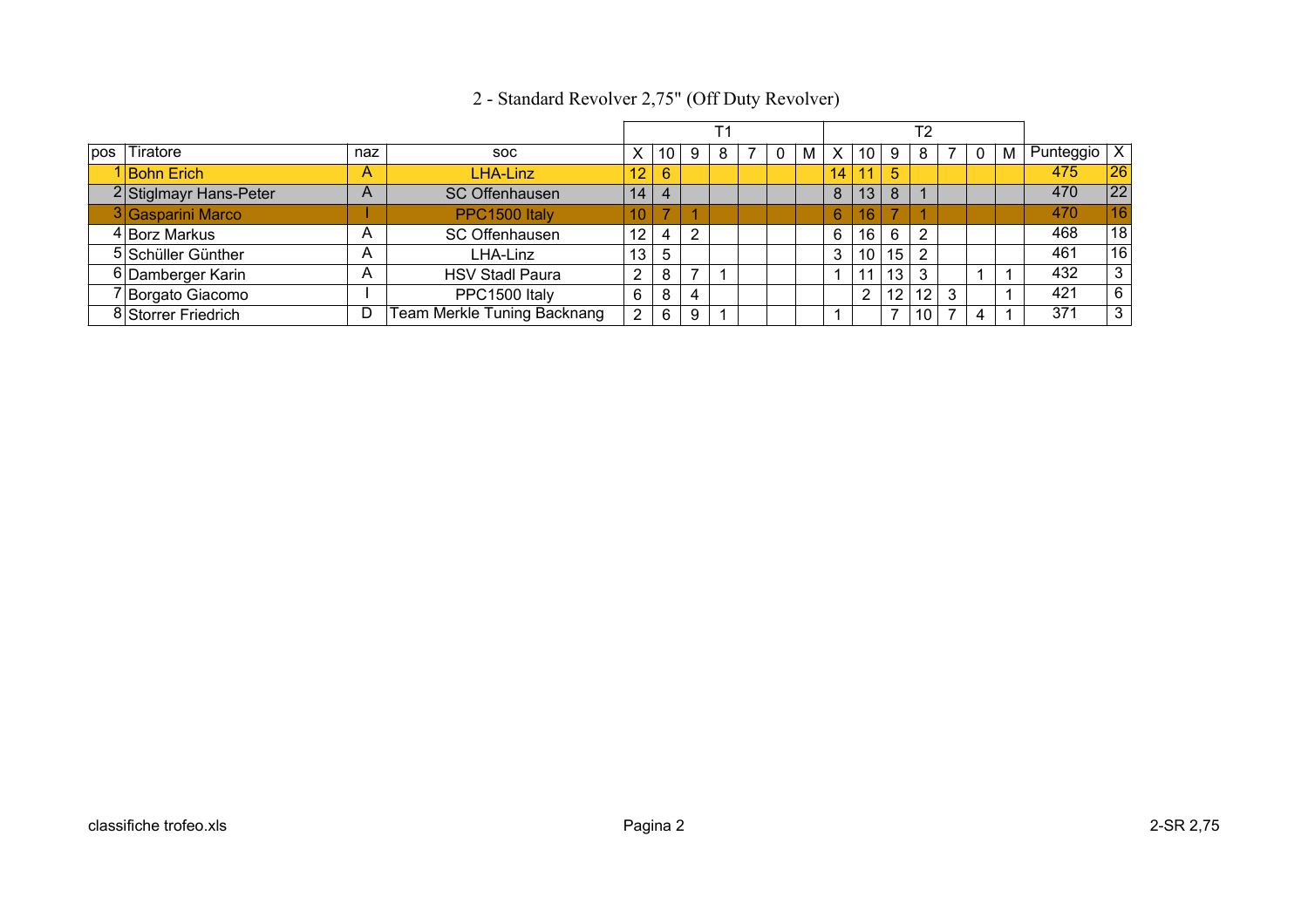# 2 - Standard Revolver 2,75" (Off Duty Revolver)

| | | | | T1 | | | | | | | T2 | | | | | | | | |
|---|---|---|---|---|---|---|---|---|---|---|---|---|---|---|---|---|---|---|---|
| pos | Tiratore | naz | soc | X | 10 | 9 | 8 | 7 | 0 | M | X | 10 | 9 | 8 | 7 | 0 | M | Punteggio | X |
| 1 | Bohn Erich | A | LHA-Linz | 12 | 6 | | | | | | 14 | 11 | 5 | | | | | 475 | 26 |
| 2 | Stiglmayr Hans-Peter | A | SC Offenhausen | 14 | 4 | | | | | | 8 | 13 | 8 | 1 | | | | 470 | 22 |
| 3 | Gasparini Marco | I | PPC1500 Italy | 10 | 7 | 1 | | | | | 6 | 16 | 7 | 1 | | | | 470 | 16 |
| 4 | Borz Markus | A | SC Offenhausen | 12 | 4 | 2 | | | | | 6 | 16 | 6 | 2 | | | | 468 | 18 |
| 5 | Schüller Günther | A | LHA-Linz | 13 | 5 | | | | | | 3 | 10 | 15 | 2 | | | | 461 | 16 |
| 6 | Damberger Karin | A | HSV Stadl Paura | 2 | 8 | 7 | 1 | | | | 1 | 11 | 13 | 3 | | 1 | 1 | 432 | 3 |
| 7 | Borgato Giacomo | I | PPC1500 Italy | 6 | 8 | 4 | | | | | | 2 | 12 | 12 | 3 | | 1 | 421 | 6 |
| 8 | Storrer Friedrich | D | Team Merkle Tuning Backnang | 2 | 6 | 9 | 1 | | | | 1 | | 7 | 10 | 7 | 4 | 1 | 371 | 3 |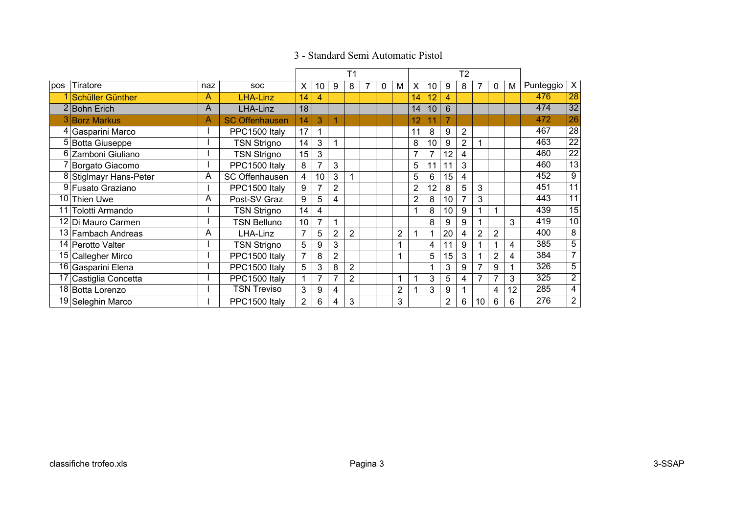# 3 - Standard Semi Automatic Pistol

| | | | | T1 | | | | | | | T2 | | | | | | | | |
|---|---|---|---|---|---|---|---|---|---|---|---|---|---|---|---|---|---|---|---|
| pos | Tiratore | naz | soc | X | 10 | 9 | 8 | 7 | 0 | M | X | 10 | 9 | 8 | 7 | 0 | M | Punteggio | X |
| 1 | Schüller Günther | A | LHA-Linz | 14 | 4 | | | | | | 14 | 12 | 4 | | | | | 476 | 28 |
| 2 | Bohn Erich | A | LHA-Linz | 18 | | | | | | | 14 | 10 | 6 | | | | | 474 | 32 |
| 3 | Borz Markus | A | SC Offenhausen | 14 | 3 | 1 | | | | | 12 | 11 | 7 | | | | | 472 | 26 |
| 4 | Gasparini Marco | I | PPC1500 Italy | 17 | 1 | | | | | | 11 | 8 | 9 | 2 | | | | 467 | 28 |
| 5 | Botta Giuseppe | I | TSN Strigno | 14 | 3 | 1 | | | | | 8 | 10 | 9 | 2 | 1 | | | 463 | 22 |
| 6 | Zamboni Giuliano | I | TSN Strigno | 15 | 3 | | | | | | 7 | 7 | 12 | 4 | | | | 460 | 22 |
| 7 | Borgato Giacomo | I | PPC1500 Italy | 8 | 7 | 3 | | | | | 5 | 11 | 11 | 3 | | | | 460 | 13 |
| 8 | Stiglmayr Hans-Peter | A | SC Offenhausen | 4 | 10 | 3 | 1 | | | | 5 | 6 | 15 | 4 | | | | 452 | 9 |
| 9 | Fusato Graziano | I | PPC1500 Italy | 9 | 7 | 2 | | | | | 2 | 12 | 8 | 5 | 3 | | | 451 | 11 |
| 10 | Thien Uwe | A | Post-SV Graz | 9 | 5 | 4 | | | | | 2 | 8 | 10 | 7 | 3 | | | 443 | 11 |
| 11 | Tolotti Armando | I | TSN Strigno | 14 | 4 | | | | | | 1 | 8 | 10 | 9 | 1 | 1 | | 439 | 15 |
| 12 | Di Mauro Carmen | I | TSN Belluno | 10 | 7 | 1 | | | | | | 8 | 9 | 9 | 1 | | 3 | 419 | 10 |
| 13 | Fambach Andreas | A | LHA-Linz | 7 | 5 | 2 | 2 | | | 2 | 1 | 1 | 20 | 4 | 2 | 2 | | 400 | 8 |
| 14 | Perotto Valter | I | TSN Strigno | 5 | 9 | 3 | | | | 1 | | 4 | 11 | 9 | 1 | 1 | 4 | 385 | 5 |
| 15 | Callegher Mirco | I | PPC1500 Italy | 7 | 8 | 2 | | | | 1 | | 5 | 15 | 3 | 1 | 2 | 4 | 384 | 7 |
| 16 | Gasparini Elena | I | PPC1500 Italy | 5 | 3 | 8 | 2 | | | | | 1 | 3 | 9 | 7 | 9 | 1 | 326 | 5 |
| 17 | Castiglia Concetta | I | PPC1500 Italy | 1 | 7 | 7 | 2 | | | 1 | 1 | 3 | 5 | 4 | 7 | 7 | 3 | 325 | 2 |
| 18 | Botta Lorenzo | I | TSN Treviso | 3 | 9 | 4 | | | | 2 | 1 | 3 | 9 | 1 | | 4 | 12 | 285 | 4 |
| 19 | Seleghin Marco | I | PPC1500 Italy | 2 | 6 | 4 | 3 | | | 3 | | | 2 | 6 | 10 | 6 | 6 | 276 | 2 |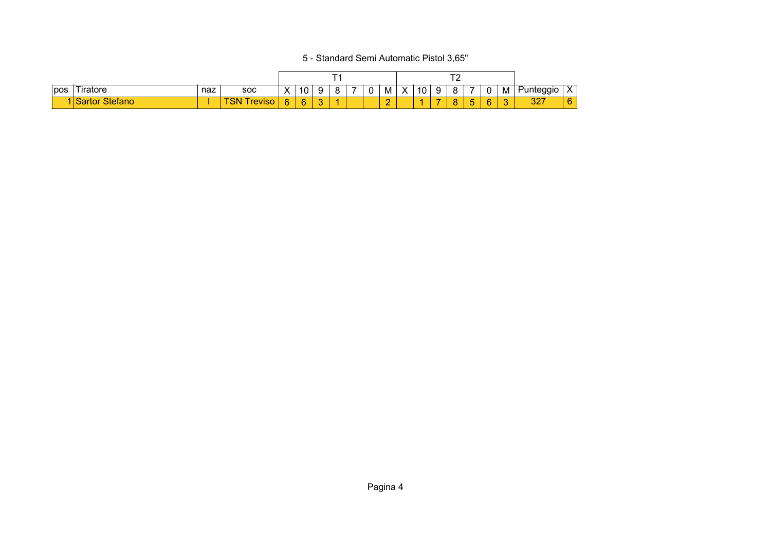5 - Standard Semi Automatic Pistol 3,65"

| | | | | T1 | | | | | | | T2 | | | | | | | | |
|---|---|---|---|---|---|---|---|---|---|---|---|---|---|---|---|---|---|---|---|
| pos | Tiratore | naz | soc | X | 10 | 9 | 8 | 7 | 0 | M | X | 10 | 9 | 8 | 7 | 0 | M | Punteggio | X |
| 1 | Sartor Stefano | I | TSN Treviso | 6 | 6 | 3 | 1 | | | 2 | | 1 | 7 | 8 | 5 | 6 | 3 | 327 | 6 |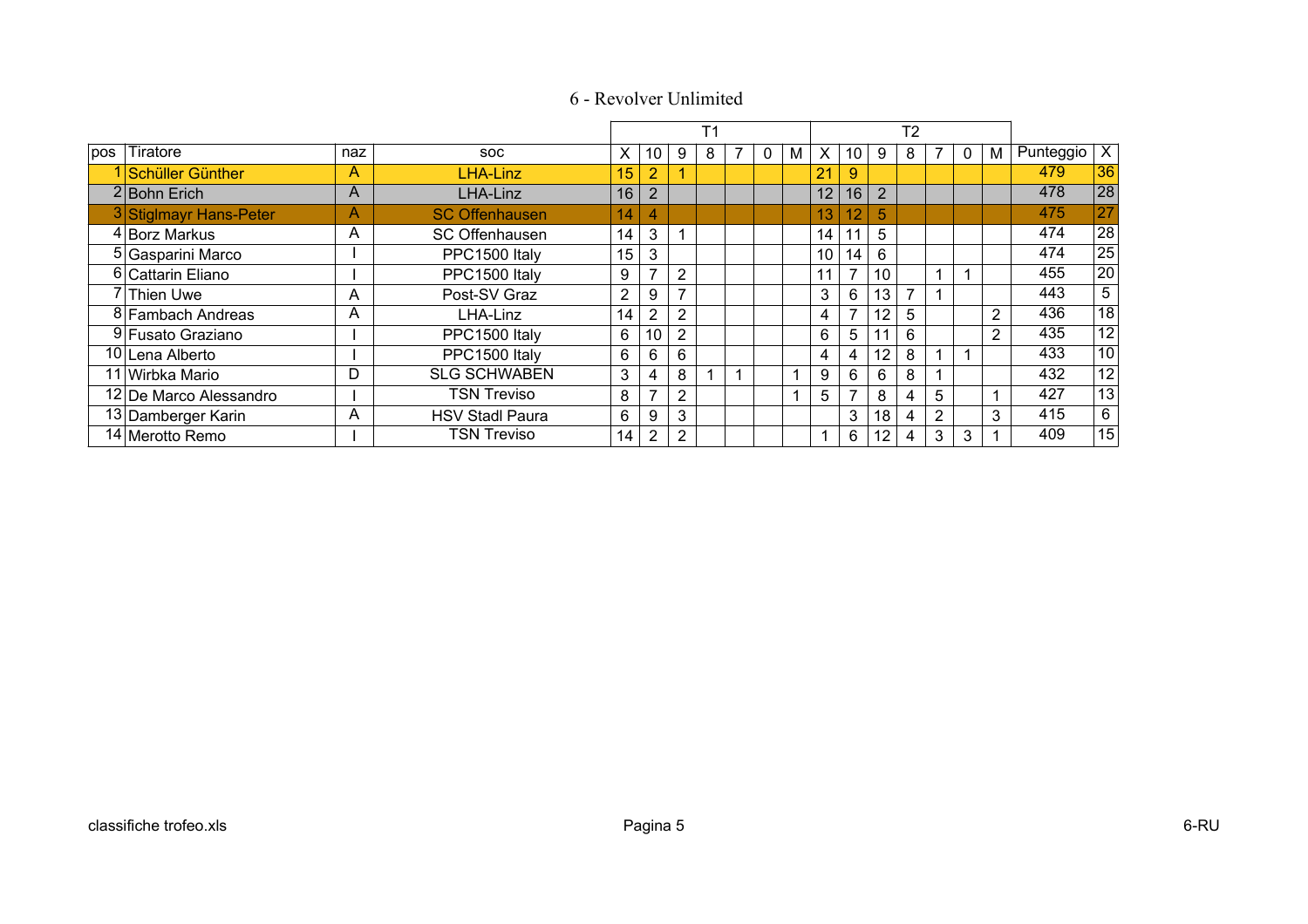# 6 - Revolver Unlimited

| pos | Tiratore | naz | soc | T1 | | | | | | | T2 | | | | | | | Punteggio | X |
|---|---|---|---|---|---|---|---|---|---|---|---|---|---|---|---|---|---|---|---|
| | | | | X | 10 | 9 | 8 | 7 | 0 | M | X | 10 | 9 | 8 | 7 | 0 | M | | |
| 1 | Schüller Günther | A | LHA-Linz | 15 | 2 | 1 | | | | | 21 | 9 | | | | | | 479 | 36 |
| 2 | Bohn Erich | A | LHA-Linz | 16 | 2 | | | | | | 12 | 16 | 2 | | | | | 478 | 28 |
| 3 | Stiglmayr Hans-Peter | A | SC Offenhausen | 14 | 4 | | | | | | 13 | 12 | 5 | | | | | 475 | 27 |
| 4 | Borz Markus | A | SC Offenhausen | 14 | 3 | 1 | | | | | 14 | 11 | 5 | | | | | 474 | 28 |
| 5 | Gasparini Marco | I | PPC1500 Italy | 15 | 3 | | | | | | 10 | 14 | 6 | | | | | 474 | 25 |
| 6 | Cattarin Eliano | I | PPC1500 Italy | 9 | 7 | 2 | | | | | 11 | 7 | 10 | | 1 | 1 | | 455 | 20 |
| 7 | Thien Uwe | A | Post-SV Graz | 2 | 9 | 7 | | | | | 3 | 6 | 13 | 7 | 1 | | | 443 | 5 |
| 8 | Fambach Andreas | A | LHA-Linz | 14 | 2 | 2 | | | | | 4 | 7 | 12 | 5 | | | 2 | 436 | 18 |
| 9 | Fusato Graziano | I | PPC1500 Italy | 6 | 10 | 2 | | | | | 6 | 5 | 11 | 6 | | | 2 | 435 | 12 |
| 10 | Lena Alberto | I | PPC1500 Italy | 6 | 6 | 6 | | | | | 4 | 4 | 12 | 8 | 1 | 1 | | 433 | 10 |
| 11 | Wirbka Mario | D | SLG SCHWABEN | 3 | 4 | 8 | 1 | 1 | | 1 | 9 | 6 | 6 | 8 | 1 | | | 432 | 12 |
| 12 | De Marco Alessandro | I | TSN Treviso | 8 | 7 | 2 | | | | 1 | 5 | 7 | 8 | 4 | 5 | | 1 | 427 | 13 |
| 13 | Damberger Karin | A | HSV Stadl Paura | 6 | 9 | 3 | | | | | | 3 | 18 | 4 | 2 | | 3 | 415 | 6 |
| 14 | Merotto Remo | I | TSN Treviso | 14 | 2 | 2 | | | | | 1 | 6 | 12 | 4 | 3 | 3 | 1 | 409 | 15 |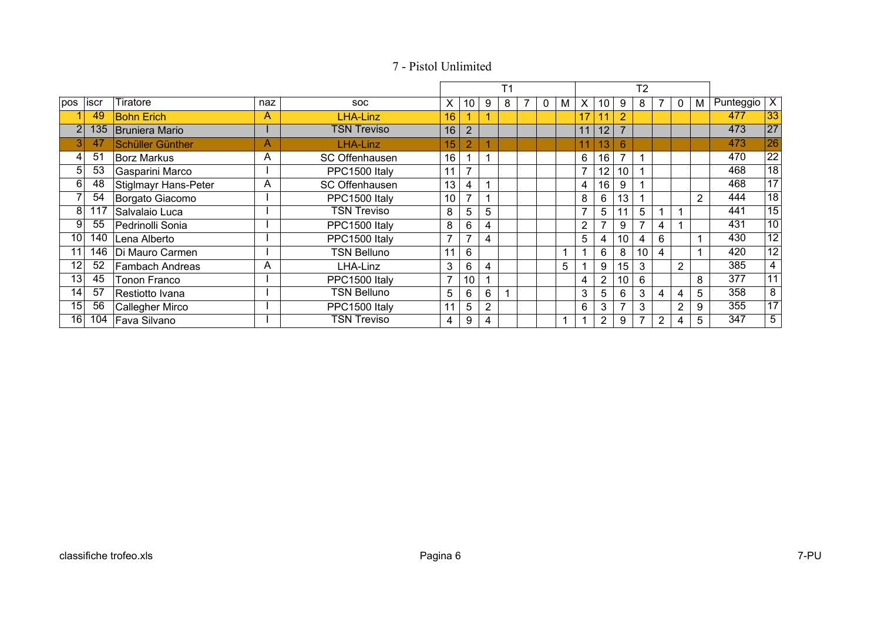# 7 - Pistol Unlimited

| pos | iscr | Tiratore | naz | soc | T1 | | | | | | | T2 | | | | | | | | |
|---|---|---|---|---|---|---|---|---|---|---|---|---|---|---|---|---|---|---|---|---|
| | | | | | X | 10 | 9 | 8 | 7 | 0 | M | X | 10 | 9 | 8 | 7 | 0 | M | Punteggio | X |
| 1 | 49 | Bohn Erich | A | LHA-Linz | 16 | 1 | 1 | | | | | 17 | 11 | 2 | | | | | 477 | 33 |
| 2 | 135 | Bruniera Mario | I | TSN Treviso | 16 | 2 | | | | | | 11 | 12 | 7 | | | | | 473 | 27 |
| 3 | 47 | Schüller Günther | A | LHA-Linz | 15 | 2 | 1 | | | | | 11 | 13 | 6 | | | | | 473 | 26 |
| 4 | 51 | Borz Markus | A | SC Offenhausen | 16 | 1 | 1 | | | | | 6 | 16 | 7 | 1 | | | | 470 | 22 |
| 5 | 53 | Gasparini Marco | I | PPC1500 Italy | 11 | 7 | | | | | | 7 | 12 | 10 | 1 | | | | 468 | 18 |
| 6 | 48 | Stiglmayr Hans-Peter | A | SC Offenhausen | 13 | 4 | 1 | | | | | 4 | 16 | 9 | 1 | | | | 468 | 17 |
| 7 | 54 | Borgato Giacomo | I | PPC1500 Italy | 10 | 7 | 1 | | | | | 8 | 6 | 13 | 1 | | | 2 | 444 | 18 |
| 8 | 117 | Salvalaio Luca | I | TSN Treviso | 8 | 5 | 5 | | | | | 7 | 5 | 11 | 5 | 1 | 1 | | 441 | 15 |
| 9 | 55 | Pedrinolli Sonia | I | PPC1500 Italy | 8 | 6 | 4 | | | | | 2 | 7 | 9 | 7 | 4 | 1 | | 431 | 10 |
| 10 | 140 | Lena Alberto | I | PPC1500 Italy | 7 | 7 | 4 | | | | | 5 | 4 | 10 | 4 | 6 | | 1 | 430 | 12 |
| 11 | 146 | Di Mauro Carmen | I | TSN Belluno | 11 | 6 | | | | | 1 | 1 | 6 | 8 | 10 | 4 | | 1 | 420 | 12 |
| 12 | 52 | Fambach Andreas | A | LHA-Linz | 3 | 6 | 4 | | | | 5 | 1 | 9 | 15 | 3 | | 2 | | 385 | 4 |
| 13 | 45 | Tonon Franco | I | PPC1500 Italy | 7 | 10 | 1 | | | | | 4 | 2 | 10 | 6 | | | 8 | 377 | 11 |
| 14 | 57 | Restiotto Ivana | I | TSN Belluno | 5 | 6 | 6 | 1 | | | | 3 | 5 | 6 | 3 | 4 | 4 | 5 | 358 | 8 |
| 15 | 56 | Callegher Mirco | I | PPC1500 Italy | 11 | 5 | 2 | | | | | 6 | 3 | 7 | 3 | | 2 | 9 | 355 | 17 |
| 16 | 104 | Fava Silvano | I | TSN Treviso | 4 | 9 | 4 | | | | 1 | 1 | 2 | 9 | 7 | 2 | 4 | 5 | 347 | 5 |

classifiche trofeo.xls — 7-PU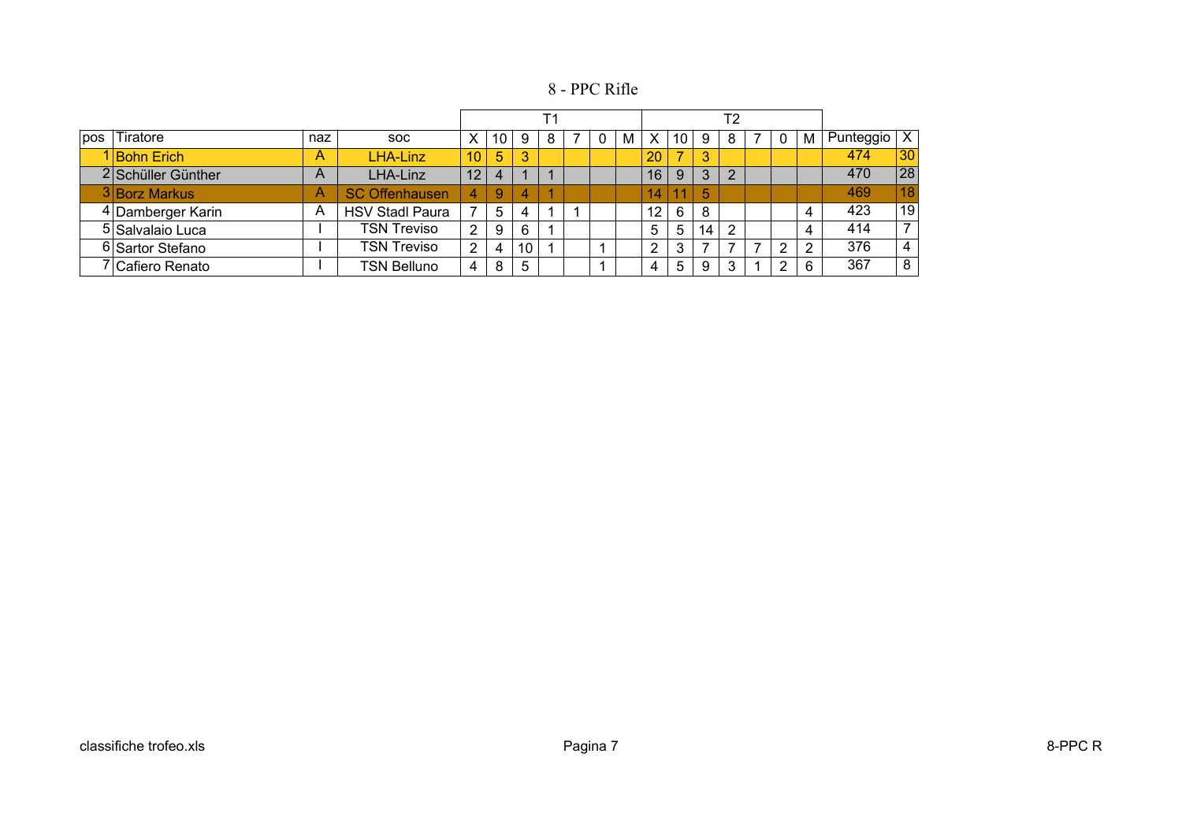# 8 - PPC Rifle

| pos | Tiratore | naz | soc | T1 | | | | | | | T2 | | | | | | | Punteggio | X |
|---|---|---|---|---|---|---|---|---|---|---|---|---|---|---|---|---|---|---|---|
| | | | | X | 10 | 9 | 8 | 7 | 0 | M | X | 10 | 9 | 8 | 7 | 0 | M | | |
| 1 | Bohn Erich | A | LHA-Linz | 10 | 5 | 3 | | | | | 20 | 7 | 3 | | | | | 474 | 30 |
| 2 | Schüller Günther | A | LHA-Linz | 12 | 4 | 1 | 1 | | | | 16 | 9 | 3 | 2 | | | | 470 | 28 |
| 3 | Borz Markus | A | SC Offenhausen | 4 | 9 | 4 | 1 | | | | 14 | 11 | 5 | | | | | 469 | 18 |
| 4 | Damberger Karin | A | HSV Stadl Paura | 7 | 5 | 4 | 1 | 1 | | | 12 | 6 | 8 | | | | 4 | 423 | 19 |
| 5 | Salvalaio Luca | I | TSN Treviso | 2 | 9 | 6 | 1 | | | | 5 | 5 | 14 | 2 | | | 4 | 414 | 7 |
| 6 | Sartor Stefano | I | TSN Treviso | 2 | 4 | 10 | 1 | | 1 | | 2 | 3 | 7 | 7 | 7 | 2 | 2 | 376 | 4 |
| 7 | Cafiero Renato | I | TSN Belluno | 4 | 8 | 5 | | | 1 | | 4 | 5 | 9 | 3 | 1 | 2 | 6 | 367 | 8 |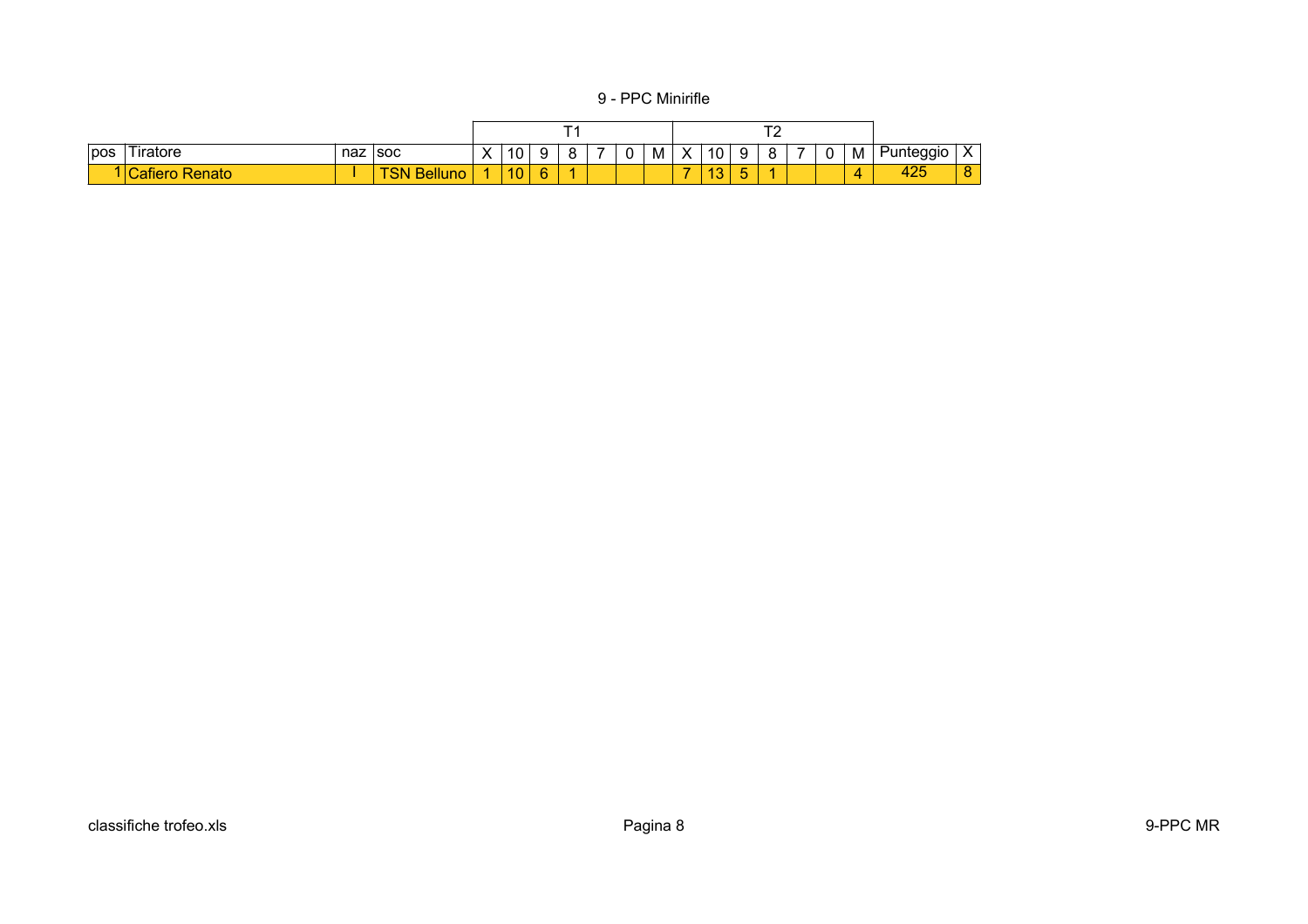# 9 - PPC Minirifle

| | | | | T1 | | | | | | | T2 | | | | | | | | |
|---|---|---|---|---|---|---|---|---|---|---|---|---|---|---|---|---|---|---|---|
| pos | Tiratore | naz | soc | X | 10 | 9 | 8 | 7 | 0 | M | X | 10 | 9 | 8 | 7 | 0 | M | Punteggio | X |
| 1 | Cafiero Renato | I | TSN Belluno | 1 | 10 | 6 | 1 | | | | 7 | 13 | 5 | 1 | | | 4 | 425 | 8 |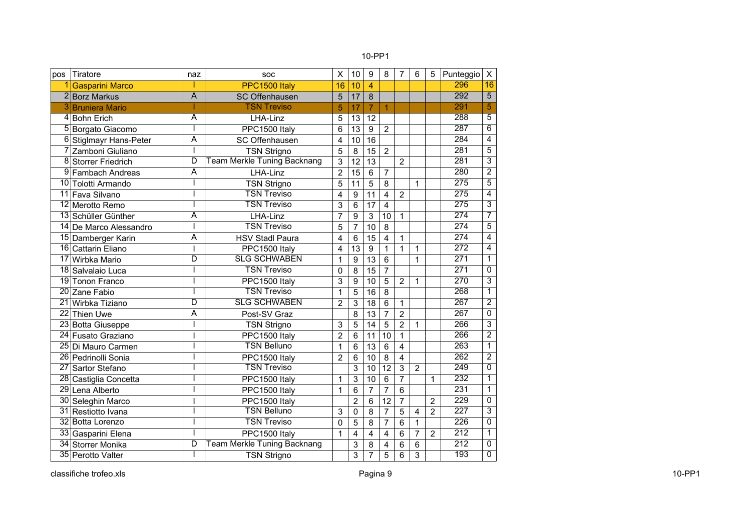10-PP1

| pos | Tiratore | naz | soc | X | 10 | 9 | 8 | 7 | 6 | 5 | Punteggio | X |
|---|---|---|---|---|---|---|---|---|---|---|---|---|
| 1 | Gasparini Marco | I | PPC1500 Italy | 16 | 10 | 4 | | | | | 296 | 16 |
| 2 | Borz Markus | A | SC Offenhausen | 5 | 17 | 8 | | | | | 292 | 5 |
| 3 | Bruniera Mario | I | TSN Treviso | 5 | 17 | 7 | 1 | | | | 291 | 5 |
| 4 | Bohn Erich | A | LHA-Linz | 5 | 13 | 12 | | | | | 288 | 5 |
| 5 | Borgato Giacomo | I | PPC1500 Italy | 6 | 13 | 9 | 2 | | | | 287 | 6 |
| 6 | Stiglmayr Hans-Peter | A | SC Offenhausen | 4 | 10 | 16 | | | | | 284 | 4 |
| 7 | Zamboni Giuliano | I | TSN Strigno | 5 | 8 | 15 | 2 | | | | 281 | 5 |
| 8 | Storrer Friedrich | D | Team Merkle Tuning Backnang | 3 | 12 | 13 | | 2 | | | 281 | 3 |
| 9 | Fambach Andreas | A | LHA-Linz | 2 | 15 | 6 | 7 | | | | 280 | 2 |
| 10 | Tolotti Armando | I | TSN Strigno | 5 | 11 | 5 | 8 | | 1 | | 275 | 5 |
| 11 | Fava Silvano | I | TSN Treviso | 4 | 9 | 11 | 4 | 2 | | | 275 | 4 |
| 12 | Merotto Remo | I | TSN Treviso | 3 | 6 | 17 | 4 | | | | 275 | 3 |
| 13 | Schüller Günther | A | LHA-Linz | 7 | 9 | 3 | 10 | 1 | | | 274 | 7 |
| 14 | De Marco Alessandro | I | TSN Treviso | 5 | 7 | 10 | 8 | | | | 274 | 5 |
| 15 | Damberger Karin | A | HSV Stadl Paura | 4 | 6 | 15 | 4 | 1 | | | 274 | 4 |
| 16 | Cattarin Eliano | I | PPC1500 Italy | 4 | 13 | 9 | 1 | 1 | 1 | | 272 | 4 |
| 17 | Wirbka Mario | D | SLG SCHWABEN | 1 | 9 | 13 | 6 | | 1 | | 271 | 1 |
| 18 | Salvalaio Luca | I | TSN Treviso | 0 | 8 | 15 | 7 | | | | 271 | 0 |
| 19 | Tonon Franco | I | PPC1500 Italy | 3 | 9 | 10 | 5 | 2 | 1 | | 270 | 3 |
| 20 | Zane Fabio | I | TSN Treviso | 1 | 5 | 16 | 8 | | | | 268 | 1 |
| 21 | Wirbka Tiziano | D | SLG SCHWABEN | 2 | 3 | 18 | 6 | 1 | | | 267 | 2 |
| 22 | Thien Uwe | A | Post-SV Graz | | 8 | 13 | 7 | 2 | | | 267 | 0 |
| 23 | Botta Giuseppe | I | TSN Strigno | 3 | 5 | 14 | 5 | 2 | 1 | | 266 | 3 |
| 24 | Fusato Graziano | I | PPC1500 Italy | 2 | 6 | 11 | 10 | 1 | | | 266 | 2 |
| 25 | Di Mauro Carmen | I | TSN Belluno | 1 | 6 | 13 | 6 | 4 | | | 263 | 1 |
| 26 | Pedrinolli Sonia | I | PPC1500 Italy | 2 | 6 | 10 | 8 | 4 | | | 262 | 2 |
| 27 | Sartor Stefano | I | TSN Treviso | | 3 | 10 | 12 | 3 | 2 | | 249 | 0 |
| 28 | Castiglia Concetta | I | PPC1500 Italy | 1 | 3 | 10 | 6 | 7 | | 1 | 232 | 1 |
| 29 | Lena Alberto | I | PPC1500 Italy | 1 | 6 | 7 | 7 | 6 | | | 231 | 1 |
| 30 | Seleghin Marco | I | PPC1500 Italy | | 2 | 6 | 12 | 7 | | 2 | 229 | 0 |
| 31 | Restiotto Ivana | I | TSN Belluno | 3 | 0 | 8 | 7 | 5 | 4 | 2 | 227 | 3 |
| 32 | Botta Lorenzo | I | TSN Treviso | 0 | 5 | 8 | 7 | 6 | 1 | | 226 | 0 |
| 33 | Gasparini Elena | I | PPC1500 Italy | 1 | 4 | 4 | 4 | 6 | 7 | 2 | 212 | 1 |
| 34 | Storrer Monika | D | Team Merkle Tuning Backnang | | 3 | 8 | 4 | 6 | 6 | | 212 | 0 |
| 35 | Perotto Valter | I | TSN Strigno | | 3 | 7 | 5 | 6 | 3 | | 193 | 0 |

classifiche trofeo.xls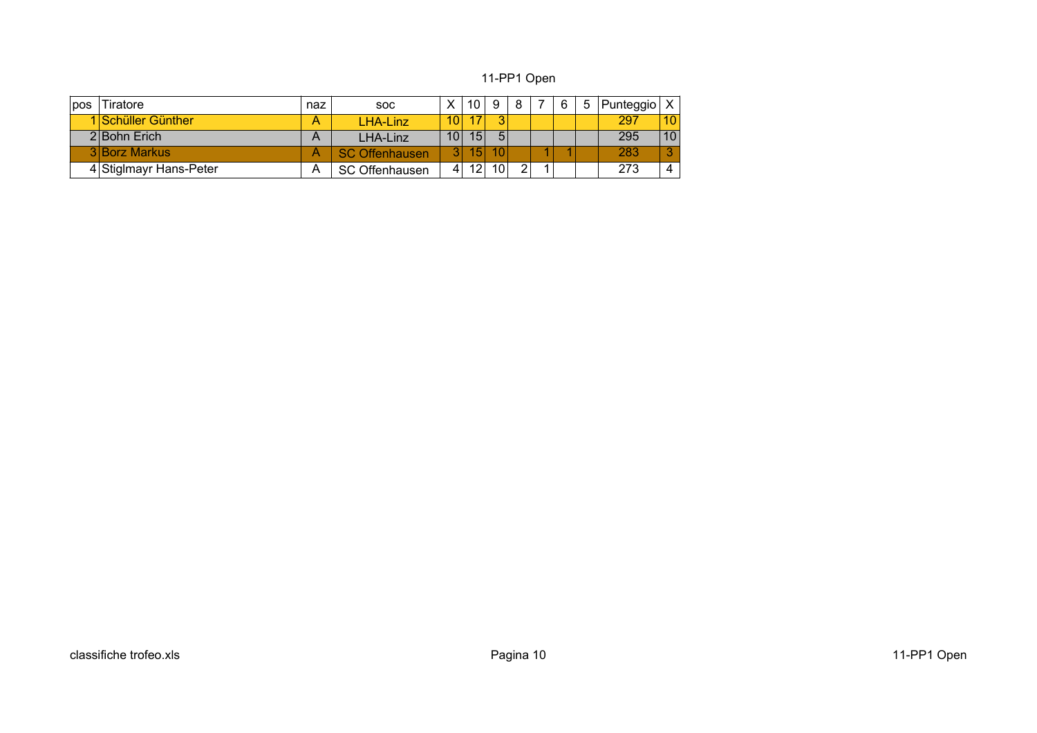# 11-PP1 Open

| pos | Tiratore | naz | soc | X | 10 | 9 | 8 | 7 | 6 | 5 | Punteggio | X |
|---|---|---|---|---|---|---|---|---|---|---|---|---|
| 1 | Schüller Günther | A | LHA-Linz | 10 | 17 | 3 | | | | | 297 | 10 |
| 2 | Bohn Erich | A | LHA-Linz | 10 | 15 | 5 | | | | | 295 | 10 |
| 3 | Borz Markus | A | SC Offenhausen | 3 | 15 | 10 | | 1 | 1 | | 283 | 3 |
| 4 | Stiglmayr Hans-Peter | A | SC Offenhausen | 4 | 12 | 10 | 2 | 1 | | | 273 | 4 |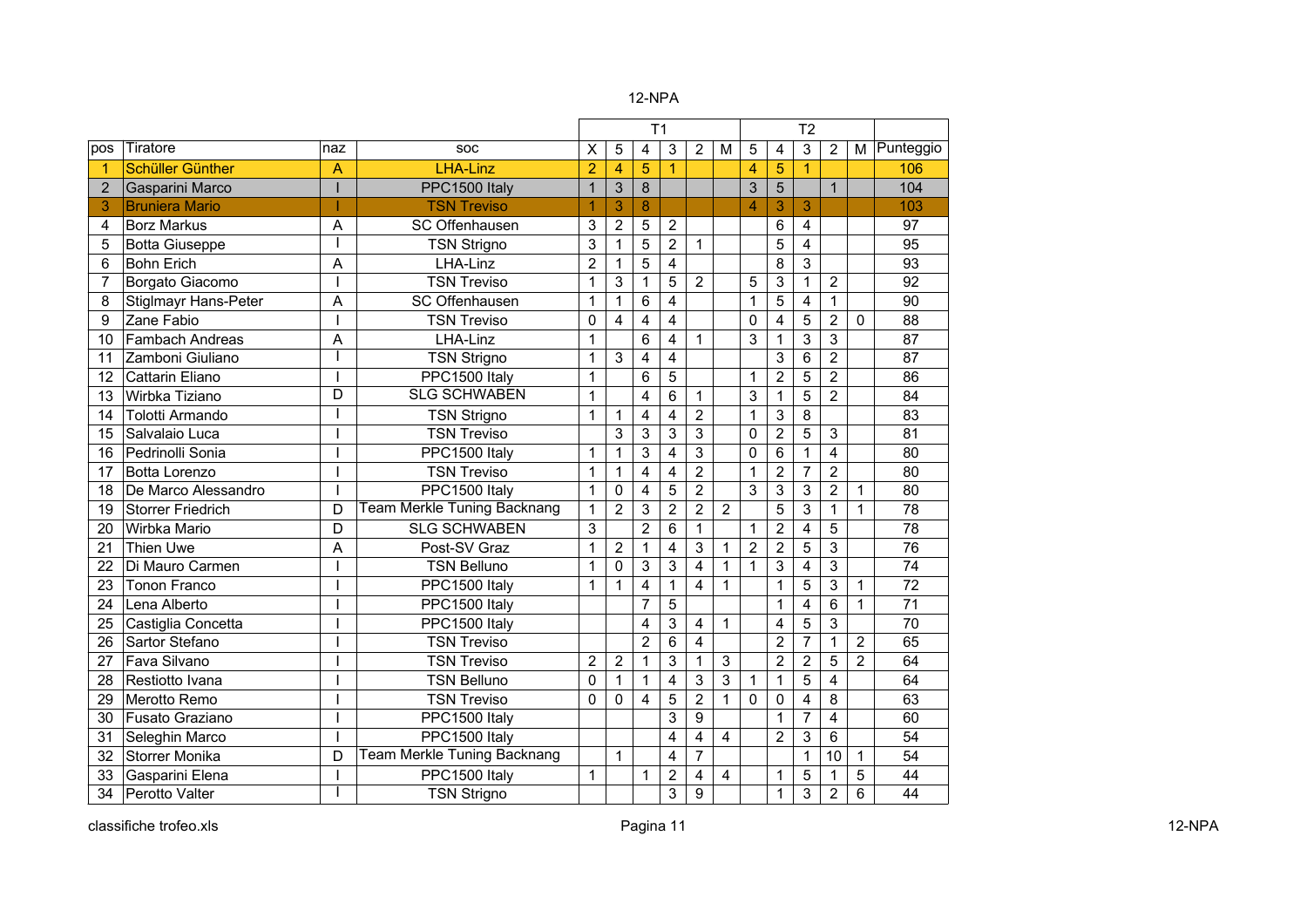# 12-NPA

| pos | Tiratore | naz | soc | T1 | | | | | | T2 | | | | | |
|---|---|---|---|---|---|---|---|---|---|---|---|---|---|---|---|
| | | | | X | 5 | 4 | 3 | 2 | M | 5 | 4 | 3 | 2 | M | Punteggio |
| 1 | Schüller Günther | A | LHA-Linz | 2 | 4 | 5 | 1 | | | 4 | 5 | 1 | | | 106 |
| 2 | Gasparini Marco | I | PPC1500 Italy | 1 | 3 | 8 | | | | 3 | 5 | | 1 | | 104 |
| 3 | Bruniera Mario | I | TSN Treviso | 1 | 3 | 8 | | | | 4 | 3 | 3 | | | 103 |
| 4 | Borz Markus | A | SC Offenhausen | 3 | 2 | 5 | 2 | | | | 6 | 4 | | | 97 |
| 5 | Botta Giuseppe | I | TSN Strigno | 3 | 1 | 5 | 2 | 1 | | | 5 | 4 | | | 95 |
| 6 | Bohn Erich | A | LHA-Linz | 2 | 1 | 5 | 4 | | | | 8 | 3 | | | 93 |
| 7 | Borgato Giacomo | I | TSN Treviso | 1 | 3 | 1 | 5 | 2 | | 5 | 3 | 1 | 2 | | 92 |
| 8 | Stiglmayr Hans-Peter | A | SC Offenhausen | 1 | 1 | 6 | 4 | | | 1 | 5 | 4 | 1 | | 90 |
| 9 | Zane Fabio | I | TSN Treviso | 0 | 4 | 4 | 4 | | | 0 | 4 | 5 | 2 | 0 | 88 |
| 10 | Fambach Andreas | A | LHA-Linz | 1 | | 6 | 4 | 1 | | 3 | 1 | 3 | 3 | | 87 |
| 11 | Zamboni Giuliano | I | TSN Strigno | 1 | 3 | 4 | 4 | | | | 3 | 6 | 2 | | 87 |
| 12 | Cattarin Eliano | I | PPC1500 Italy | 1 | | 6 | 5 | | | 1 | 2 | 5 | 2 | | 86 |
| 13 | Wirbka Tiziano | D | SLG SCHWABEN | 1 | | 4 | 6 | 1 | | 3 | 1 | 5 | 2 | | 84 |
| 14 | Tolotti Armando | I | TSN Strigno | 1 | 1 | 4 | 4 | 2 | | 1 | 3 | 8 | | | 83 |
| 15 | Salvalaio Luca | I | TSN Treviso | | 3 | 3 | 3 | 3 | | 0 | 2 | 5 | 3 | | 81 |
| 16 | Pedrinolli Sonia | I | PPC1500 Italy | 1 | 1 | 3 | 4 | 3 | | 0 | 6 | 1 | 4 | | 80 |
| 17 | Botta Lorenzo | I | TSN Treviso | 1 | 1 | 4 | 4 | 2 | | 1 | 2 | 7 | 2 | | 80 |
| 18 | De Marco Alessandro | I | PPC1500 Italy | 1 | 0 | 4 | 5 | 2 | | 3 | 3 | 3 | 2 | 1 | 80 |
| 19 | Storrer Friedrich | D | Team Merkle Tuning Backnang | 1 | 2 | 3 | 2 | 2 | 2 | | 5 | 3 | 1 | 1 | 78 |
| 20 | Wirbka Mario | D | SLG SCHWABEN | 3 | | 2 | 6 | 1 | | 1 | 2 | 4 | 5 | | 78 |
| 21 | Thien Uwe | A | Post-SV Graz | 1 | 2 | 1 | 4 | 3 | 1 | 2 | 2 | 5 | 3 | | 76 |
| 22 | Di Mauro Carmen | I | TSN Belluno | 1 | 0 | 3 | 3 | 4 | 1 | 1 | 3 | 4 | 3 | | 74 |
| 23 | Tonon Franco | I | PPC1500 Italy | 1 | 1 | 4 | 1 | 4 | 1 | | 1 | 5 | 3 | 1 | 72 |
| 24 | Lena Alberto | I | PPC1500 Italy | | | 7 | 5 | | | | 1 | 4 | 6 | 1 | 71 |
| 25 | Castiglia Concetta | I | PPC1500 Italy | | | 4 | 3 | 4 | 1 | | 4 | 5 | 3 | | 70 |
| 26 | Sartor Stefano | I | TSN Treviso | | | 2 | 6 | 4 | | | 2 | 7 | 1 | 2 | 65 |
| 27 | Fava Silvano | I | TSN Treviso | 2 | 2 | 1 | 3 | 1 | 3 | | 2 | 2 | 5 | 2 | 64 |
| 28 | Restiotto Ivana | I | TSN Belluno | 0 | 1 | 1 | 4 | 3 | 3 | 1 | 1 | 5 | 4 | | 64 |
| 29 | Merotto Remo | I | TSN Treviso | 0 | 0 | 4 | 5 | 2 | 1 | 0 | 0 | 4 | 8 | | 63 |
| 30 | Fusato Graziano | I | PPC1500 Italy | | | | 3 | 9 | | | 1 | 7 | 4 | | 60 |
| 31 | Seleghin Marco | I | PPC1500 Italy | | | | 4 | 4 | 4 | | 2 | 3 | 6 | | 54 |
| 32 | Storrer Monika | D | Team Merkle Tuning Backnang | | 1 | | 4 | 7 | | | | 1 | 10 | 1 | 54 |
| 33 | Gasparini Elena | I | PPC1500 Italy | 1 | | 1 | 2 | 4 | 4 | | 1 | 5 | 1 | 5 | 44 |
| 34 | Perotto Valter | I | TSN Strigno | | | | 3 | 9 | | | 1 | 3 | 2 | 6 | 44 |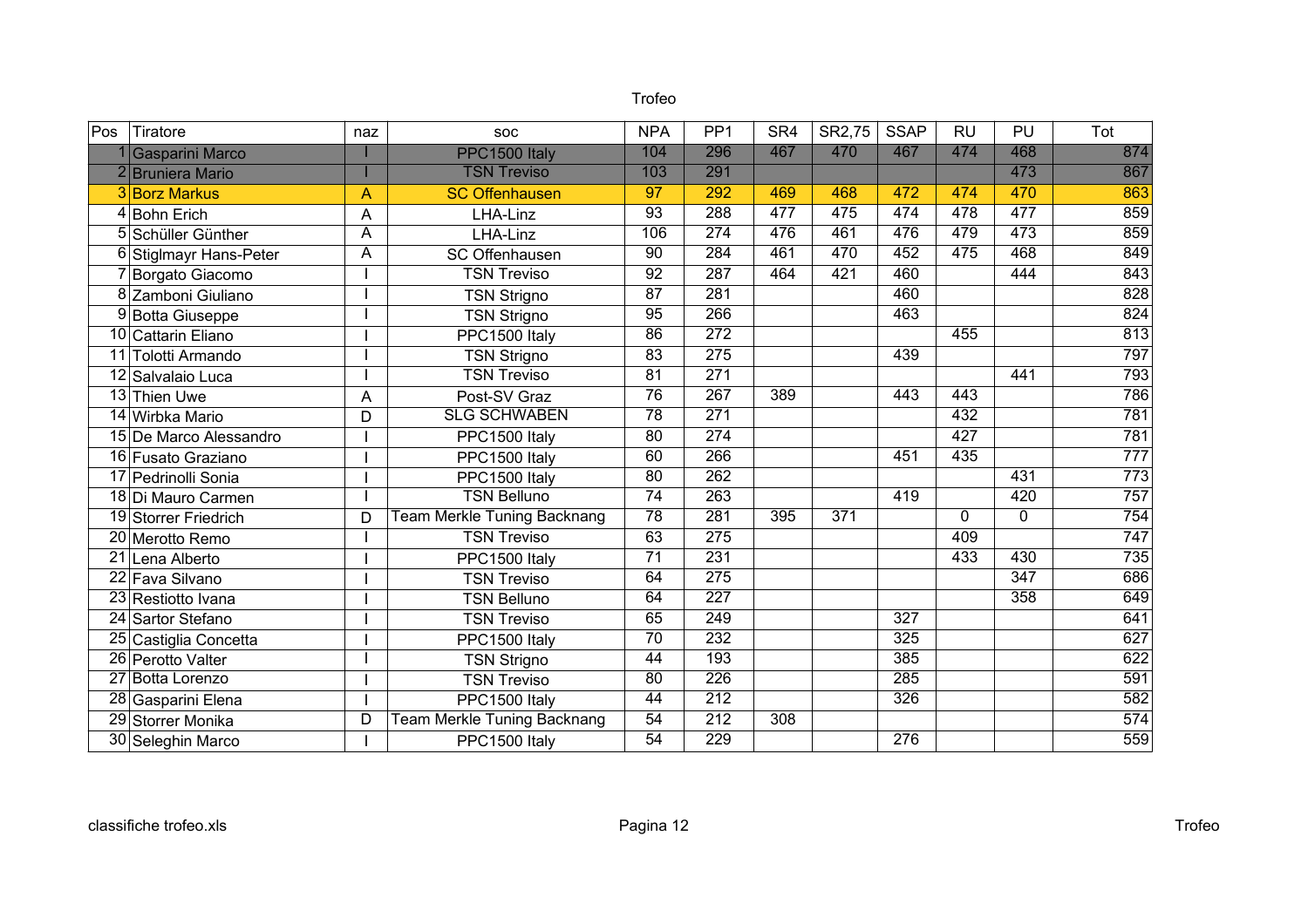Trofeo

| Pos | Tiratore | naz | soc | NPA | PP1 | SR4 | SR2,75 | SSAP | RU | PU | Tot |
|---|---|---|---|---|---|---|---|---|---|---|---|
| 1 | Gasparini Marco | I | PPC1500 Italy | 104 | 296 | 467 | 470 | 467 | 474 | 468 | 874 |
| 2 | Bruniera Mario | I | TSN Treviso | 103 | 291 | | | | | 473 | 867 |
| 3 | Borz Markus | A | SC Offenhausen | 97 | 292 | 469 | 468 | 472 | 474 | 470 | 863 |
| 4 | Bohn Erich | A | LHA-Linz | 93 | 288 | 477 | 475 | 474 | 478 | 477 | 859 |
| 5 | Schüller Günther | A | LHA-Linz | 106 | 274 | 476 | 461 | 476 | 479 | 473 | 859 |
| 6 | Stiglmayr Hans-Peter | A | SC Offenhausen | 90 | 284 | 461 | 470 | 452 | 475 | 468 | 849 |
| 7 | Borgato Giacomo | I | TSN Treviso | 92 | 287 | 464 | 421 | 460 | | 444 | 843 |
| 8 | Zamboni Giuliano | I | TSN Strigno | 87 | 281 | | | 460 | | | 828 |
| 9 | Botta Giuseppe | I | TSN Strigno | 95 | 266 | | | 463 | | | 824 |
| 10 | Cattarin Eliano | I | PPC1500 Italy | 86 | 272 | | | | 455 | | 813 |
| 11 | Tolotti Armando | I | TSN Strigno | 83 | 275 | | | 439 | | | 797 |
| 12 | Salvalaio Luca | I | TSN Treviso | 81 | 271 | | | | | 441 | 793 |
| 13 | Thien Uwe | A | Post-SV Graz | 76 | 267 | 389 | | 443 | 443 | | 786 |
| 14 | Wirbka Mario | D | SLG SCHWABEN | 78 | 271 | | | | 432 | | 781 |
| 15 | De Marco Alessandro | I | PPC1500 Italy | 80 | 274 | | | | 427 | | 781 |
| 16 | Fusato Graziano | I | PPC1500 Italy | 60 | 266 | | | 451 | 435 | | 777 |
| 17 | Pedrinolli Sonia | I | PPC1500 Italy | 80 | 262 | | | | | 431 | 773 |
| 18 | Di Mauro Carmen | I | TSN Belluno | 74 | 263 | | | 419 | | 420 | 757 |
| 19 | Storrer Friedrich | D | Team Merkle Tuning Backnang | 78 | 281 | 395 | 371 | | 0 | 0 | 754 |
| 20 | Merotto Remo | I | TSN Treviso | 63 | 275 | | | | 409 | | 747 |
| 21 | Lena Alberto | I | PPC1500 Italy | 71 | 231 | | | | 433 | 430 | 735 |
| 22 | Fava Silvano | I | TSN Treviso | 64 | 275 | | | | | 347 | 686 |
| 23 | Restiotto Ivana | I | TSN Belluno | 64 | 227 | | | | | 358 | 649 |
| 24 | Sartor Stefano | I | TSN Treviso | 65 | 249 | | | 327 | | | 641 |
| 25 | Castiglia Concetta | I | PPC1500 Italy | 70 | 232 | | | 325 | | | 627 |
| 26 | Perotto Valter | I | TSN Strigno | 44 | 193 | | | 385 | | | 622 |
| 27 | Botta Lorenzo | I | TSN Treviso | 80 | 226 | | | 285 | | | 591 |
| 28 | Gasparini Elena | I | PPC1500 Italy | 44 | 212 | | | 326 | | | 582 |
| 29 | Storrer Monika | D | Team Merkle Tuning Backnang | 54 | 212 | 308 | | | | | 574 |
| 30 | Seleghin Marco | I | PPC1500 Italy | 54 | 229 | | | 276 | | | 559 |